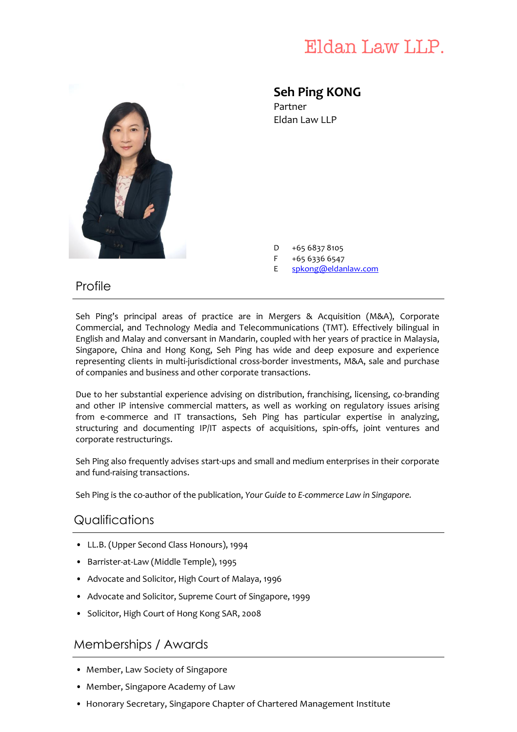Eldan Law LLP.

# Seh Ping KONG

Partner
Eldan Law LLP

D +65 6837 8105
F +65 6336 6547
E spkong@eldanlaw.com

## Profile

Seh Ping's principal areas of practice are in Mergers & Acquisition (M&A), Corporate Commercial, and Technology Media and Telecommunications (TMT). Effectively bilingual in English and Malay and conversant in Mandarin, coupled with her years of practice in Malaysia, Singapore, China and Hong Kong, Seh Ping has wide and deep exposure and experience representing clients in multi-jurisdictional cross-border investments, M&A, sale and purchase of companies and business and other corporate transactions.

Due to her substantial experience advising on distribution, franchising, licensing, co-branding and other IP intensive commercial matters, as well as working on regulatory issues arising from e-commerce and IT transactions, Seh Ping has particular expertise in analyzing, structuring and documenting IP/IT aspects of acquisitions, spin-offs, joint ventures and corporate restructurings.

Seh Ping also frequently advises start-ups and small and medium enterprises in their corporate and fund-raising transactions.

Seh Ping is the co-author of the publication, *Your Guide to E-commerce Law in Singapore.*

## Qualifications

- LL.B. (Upper Second Class Honours), 1994
- Barrister-at-Law (Middle Temple), 1995
- Advocate and Solicitor, High Court of Malaya, 1996
- Advocate and Solicitor, Supreme Court of Singapore, 1999
- Solicitor, High Court of Hong Kong SAR, 2008

## Memberships / Awards

- Member, Law Society of Singapore
- Member, Singapore Academy of Law
- Honorary Secretary, Singapore Chapter of Chartered Management Institute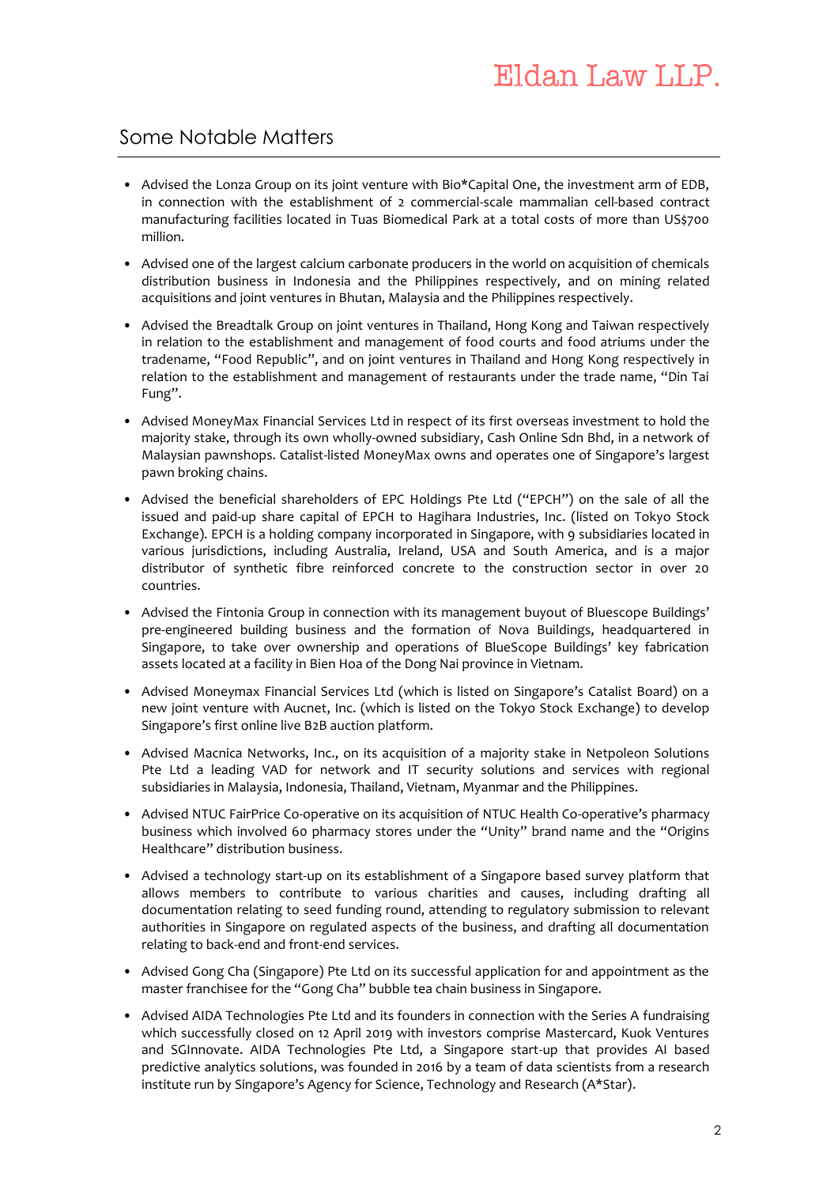## Some Notable Matters

- Advised the Lonza Group on its joint venture with Bio*Capital One, the investment arm of EDB, in connection with the establishment of 2 commercial-scale mammalian cell-based contract manufacturing facilities located in Tuas Biomedical Park at a total costs of more than US$700 million.
- Advised one of the largest calcium carbonate producers in the world on acquisition of chemicals distribution business in Indonesia and the Philippines respectively, and on mining related acquisitions and joint ventures in Bhutan, Malaysia and the Philippines respectively.
- Advised the Breadtalk Group on joint ventures in Thailand, Hong Kong and Taiwan respectively in relation to the establishment and management of food courts and food atriums under the tradename, "Food Republic", and on joint ventures in Thailand and Hong Kong respectively in relation to the establishment and management of restaurants under the trade name, "Din Tai Fung".
- Advised MoneyMax Financial Services Ltd in respect of its first overseas investment to hold the majority stake, through its own wholly-owned subsidiary, Cash Online Sdn Bhd, in a network of Malaysian pawnshops. Catalist-listed MoneyMax owns and operates one of Singapore's largest pawn broking chains.
- Advised the beneficial shareholders of EPC Holdings Pte Ltd ("EPCH") on the sale of all the issued and paid-up share capital of EPCH to Hagihara Industries, Inc. (listed on Tokyo Stock Exchange). EPCH is a holding company incorporated in Singapore, with 9 subsidiaries located in various jurisdictions, including Australia, Ireland, USA and South America, and is a major distributor of synthetic fibre reinforced concrete to the construction sector in over 20 countries.
- Advised the Fintonia Group in connection with its management buyout of Bluescope Buildings' pre-engineered building business and the formation of Nova Buildings, headquartered in Singapore, to take over ownership and operations of BlueScope Buildings' key fabrication assets located at a facility in Bien Hoa of the Dong Nai province in Vietnam.
- Advised Moneymax Financial Services Ltd (which is listed on Singapore's Catalist Board) on a new joint venture with Aucnet, Inc. (which is listed on the Tokyo Stock Exchange) to develop Singapore's first online live B2B auction platform.
- Advised Macnica Networks, Inc., on its acquisition of a majority stake in Netpoleon Solutions Pte Ltd a leading VAD for network and IT security solutions and services with regional subsidiaries in Malaysia, Indonesia, Thailand, Vietnam, Myanmar and the Philippines.
- Advised NTUC FairPrice Co-operative on its acquisition of NTUC Health Co-operative's pharmacy business which involved 60 pharmacy stores under the "Unity" brand name and the "Origins Healthcare" distribution business.
- Advised a technology start-up on its establishment of a Singapore based survey platform that allows members to contribute to various charities and causes, including drafting all documentation relating to seed funding round, attending to regulatory submission to relevant authorities in Singapore on regulated aspects of the business, and drafting all documentation relating to back-end and front-end services.
- Advised Gong Cha (Singapore) Pte Ltd on its successful application for and appointment as the master franchisee for the "Gong Cha" bubble tea chain business in Singapore.
- Advised AIDA Technologies Pte Ltd and its founders in connection with the Series A fundraising which successfully closed on 12 April 2019 with investors comprise Mastercard, Kuok Ventures and SGInnovate. AIDA Technologies Pte Ltd, a Singapore start-up that provides AI based predictive analytics solutions, was founded in 2016 by a team of data scientists from a research institute run by Singapore's Agency for Science, Technology and Research (A*Star).